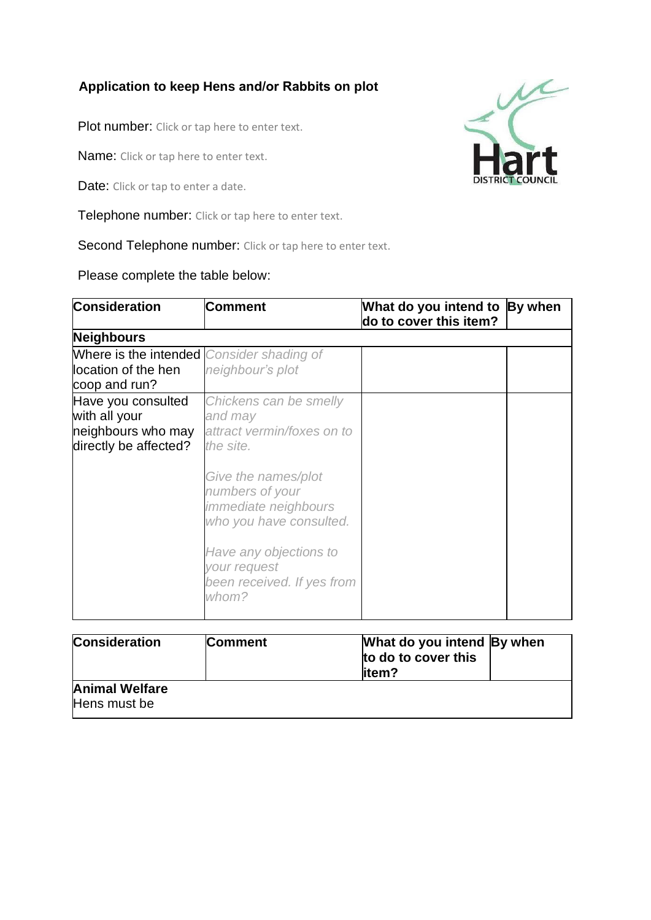## Application to keep Hens and/or Rabbits on plot

Plot number: Click or tap here to enter text.

Name: Click or tap here to enter text.

Date: Click or tap to enter a date.

Telephone number: Click or tap here to enter text.

Second Telephone number: Click or tap here to enter text.

Please complete the table below:

| **Consideration** | **Comment** | **What do you intend to do to cover this item?** | **By when** |
|---|---|---|---|
| **Neighbours** | | | |
| Where is the intended location of the hen coop and run? | *Consider shading of neighbour's plot* | | |
| Have you consulted with all your neighbours who may directly be affected? | *Chickens can be smelly and may attract vermin/foxes on to the site.*<br><br>*Give the names/plot numbers of your immediate neighbours who you have consulted.*<br><br>*Have any objections to your request been received. If yes from whom?* | | |

| **Consideration** | **Comment** | **What do you intend to do to cover this item?** | **By when** |
|---|---|---|---|
| **Animal Welfare**<br>Hens must be | | | |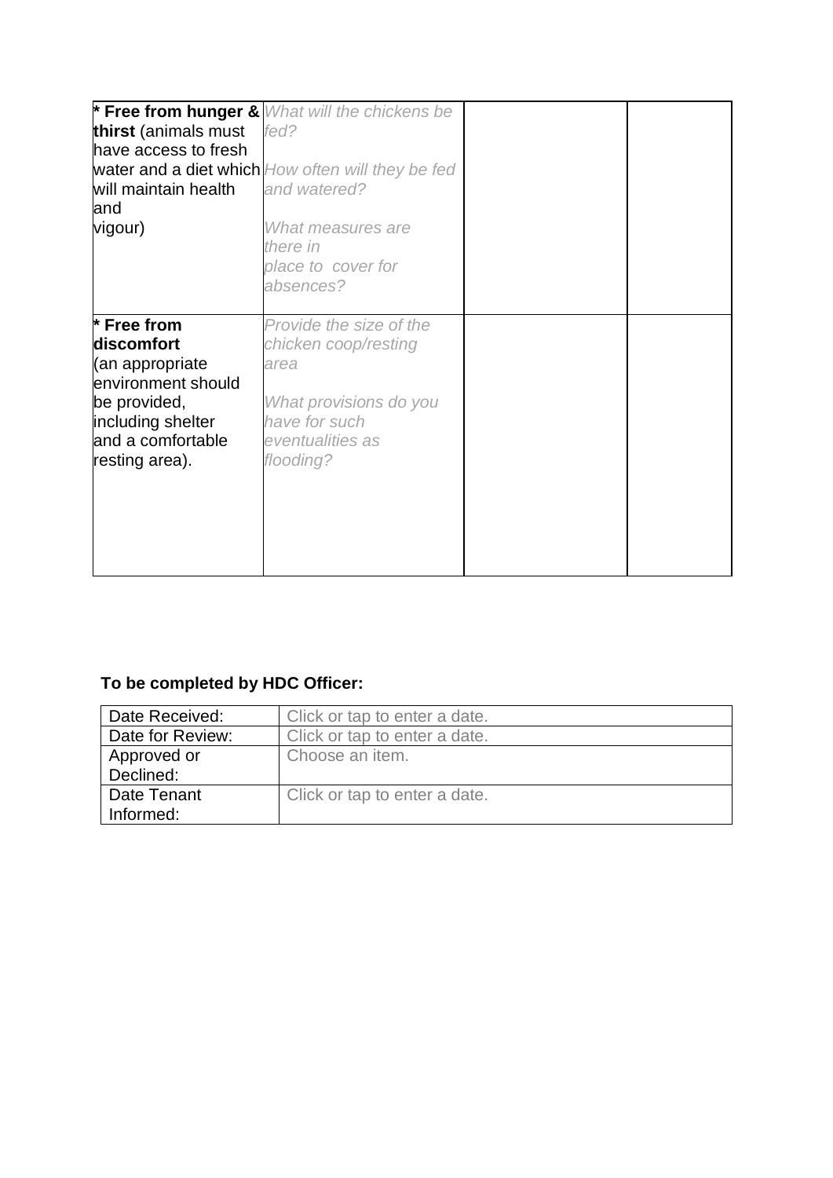| | | | |
|---|---|---|---|
| **\* Free from hunger & thirst** (animals must have access to fresh water and a diet which will maintain health and vigour) | *What will the chickens be fed?*<br><br>*How often will they be fed and watered?*<br><br>*What measures are there in place to cover for absences?* | | |
| **\* Free from discomfort** (an appropriate environment should be provided, including shelter and a comfortable resting area). | *Provide the size of the chicken coop/resting area*<br><br>*What provisions do you have for such eventualities as flooding?* | | |

**To be completed by HDC Officer:**

| | |
|---|---|
| Date Received: | Click or tap to enter a date. |
| Date for Review: | Click or tap to enter a date. |
| Approved or Declined: | Choose an item. |
| Date Tenant Informed: | Click or tap to enter a date. |